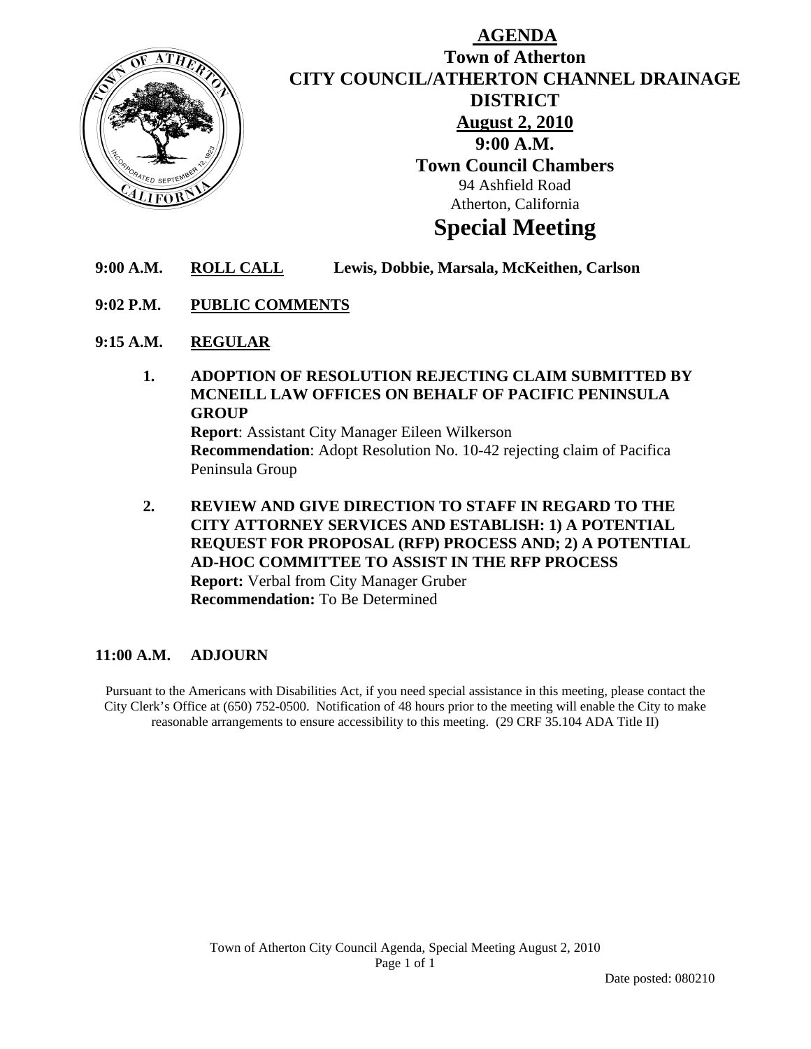# AGENDA

## Town of Atherton
## CITY COUNCIL/ATHERTON CHANNEL DRAINAGE DISTRICT
## August 2, 2010
## 9:00 A.M.
## Town Council Chambers

94 Ashfield Road
Atherton, California

# Special Meeting

**9:00 A.M.** **ROLL CALL** **Lewis, Dobbie, Marsala, McKeithen, Carlson**

**9:02 P.M.** **PUBLIC COMMENTS**

**9:15 A.M.** **REGULAR**

1. **ADOPTION OF RESOLUTION REJECTING CLAIM SUBMITTED BY MCNEILL LAW OFFICES ON BEHALF OF PACIFIC PENINSULA GROUP**
   **Report**: Assistant City Manager Eileen Wilkerson
   **Recommendation**: Adopt Resolution No. 10-42 rejecting claim of Pacifica Peninsula Group

2. **REVIEW AND GIVE DIRECTION TO STAFF IN REGARD TO THE CITY ATTORNEY SERVICES AND ESTABLISH: 1) A POTENTIAL REQUEST FOR PROPOSAL (RFP) PROCESS AND; 2) A POTENTIAL AD-HOC COMMITTEE TO ASSIST IN THE RFP PROCESS**
   **Report:** Verbal from City Manager Gruber
   **Recommendation:** To Be Determined

**11:00 A.M.** **ADJOURN**

Pursuant to the Americans with Disabilities Act, if you need special assistance in this meeting, please contact the City Clerk's Office at (650) 752-0500. Notification of 48 hours prior to the meeting will enable the City to make reasonable arrangements to ensure accessibility to this meeting. (29 CRF 35.104 ADA Title II)

Date posted: 080210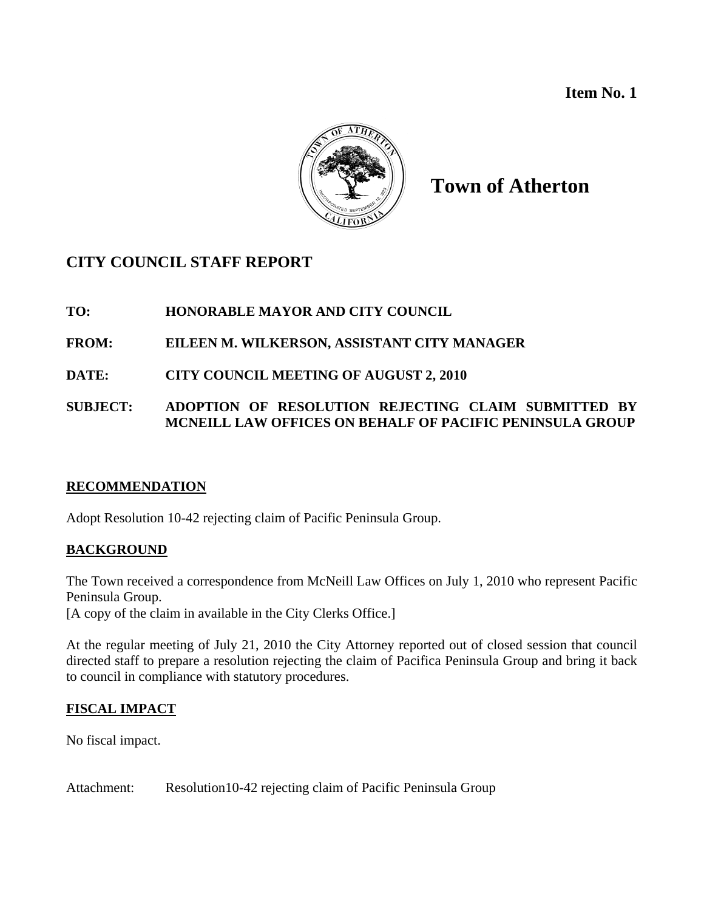**Item No. 1**

# Town of Atherton

## CITY COUNCIL STAFF REPORT

**TO:** HONORABLE MAYOR AND CITY COUNCIL

**FROM:** EILEEN M. WILKERSON, ASSISTANT CITY MANAGER

**DATE:** CITY COUNCIL MEETING OF AUGUST 2, 2010

**SUBJECT:** ADOPTION OF RESOLUTION REJECTING CLAIM SUBMITTED BY MCNEILL LAW OFFICES ON BEHALF OF PACIFIC PENINSULA GROUP

### RECOMMENDATION

Adopt Resolution 10-42 rejecting claim of Pacific Peninsula Group.

### BACKGROUND

The Town received a correspondence from McNeill Law Offices on July 1, 2010 who represent Pacific Peninsula Group.
[A copy of the claim in available in the City Clerks Office.]

At the regular meeting of July 21, 2010 the City Attorney reported out of closed session that council directed staff to prepare a resolution rejecting the claim of Pacifica Peninsula Group and bring it back to council in compliance with statutory procedures.

### FISCAL IMPACT

No fiscal impact.

Attachment: Resolution10-42 rejecting claim of Pacific Peninsula Group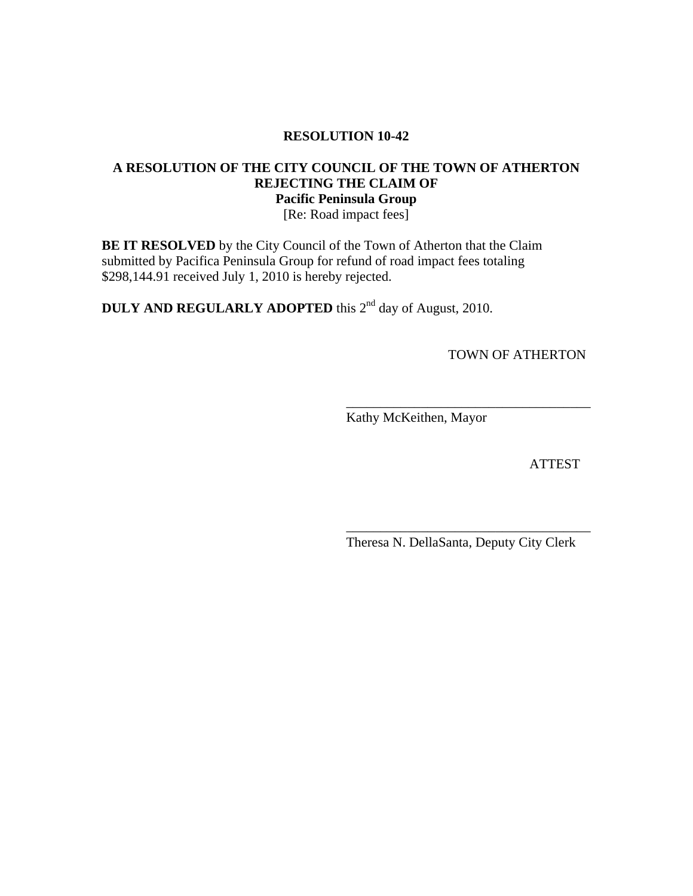**RESOLUTION 10-42**

**A RESOLUTION OF THE CITY COUNCIL OF THE TOWN OF ATHERTON REJECTING THE CLAIM OF Pacific Peninsula Group**
[Re: Road impact fees]

**BE IT RESOLVED** by the City Council of the Town of Atherton that the Claim submitted by Pacifica Peninsula Group for refund of road impact fees totaling $298,144.91 received July 1, 2010 is hereby rejected.

**DULY AND REGULARLY ADOPTED** this 2nd day of August, 2010.

TOWN OF ATHERTON

___________________________________
Kathy McKeithen, Mayor

ATTEST

___________________________________
Theresa N. DellaSanta, Deputy City Clerk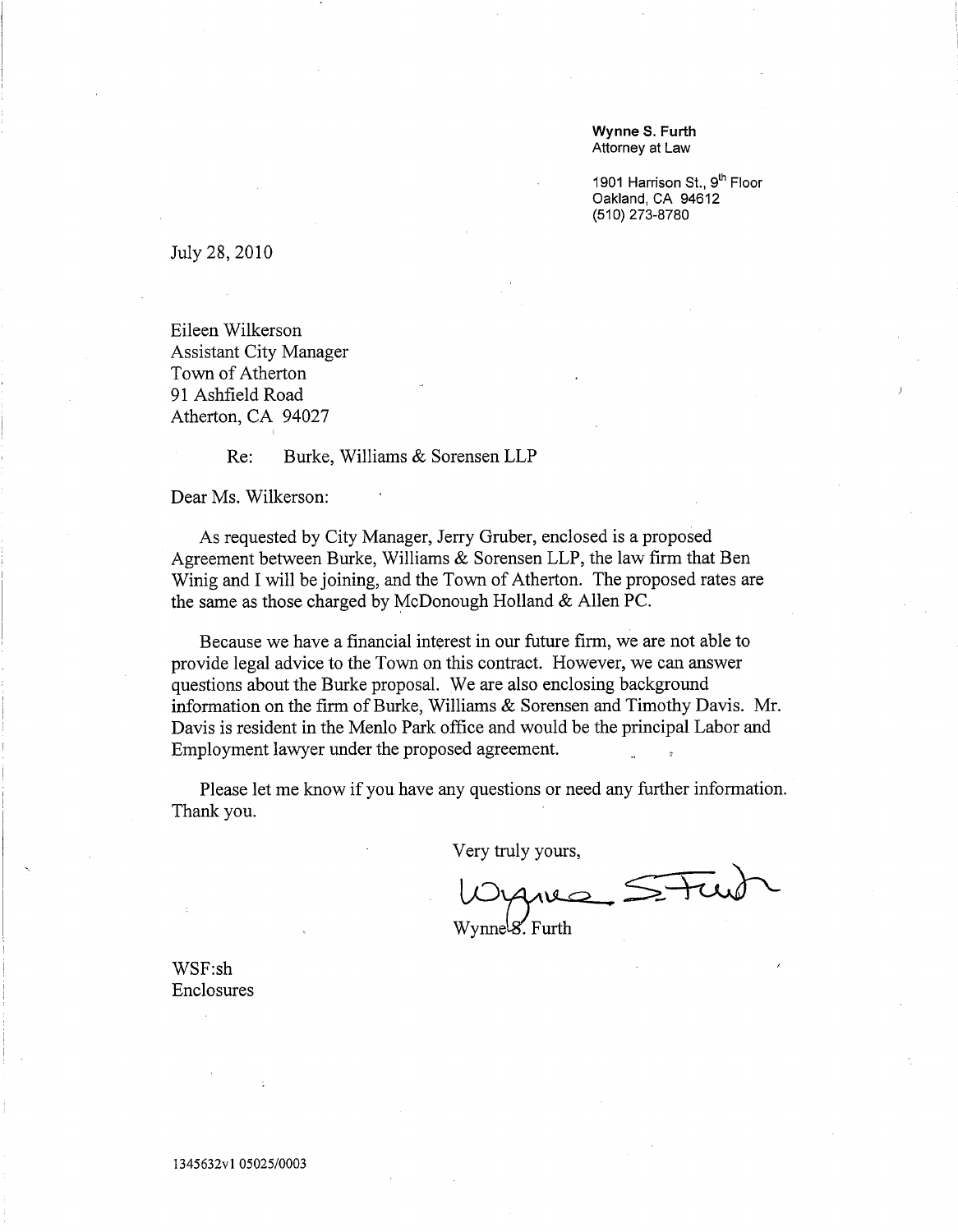**Wynne S. Furth**
Attorney at Law

1901 Harrison St., 9th Floor
Oakland, CA 94612
(510) 273-8780

July 28, 2010

Eileen Wilkerson
Assistant City Manager
Town of Atherton
91 Ashfield Road
Atherton, CA 94027

Re: Burke, Williams & Sorensen LLP

Dear Ms. Wilkerson:

As requested by City Manager, Jerry Gruber, enclosed is a proposed Agreement between Burke, Williams & Sorensen LLP, the law firm that Ben Winig and I will be joining, and the Town of Atherton. The proposed rates are the same as those charged by McDonough Holland & Allen PC.

Because we have a financial interest in our future firm, we are not able to provide legal advice to the Town on this contract. However, we can answer questions about the Burke proposal. We are also enclosing background information on the firm of Burke, Williams & Sorensen and Timothy Davis. Mr. Davis is resident in the Menlo Park office and would be the principal Labor and Employment lawyer under the proposed agreement.

Please let me know if you have any questions or need any further information. Thank you.

Very truly yours,

Wynne S. Furth

WSF:sh
Enclosures

1345632v1 05025/0003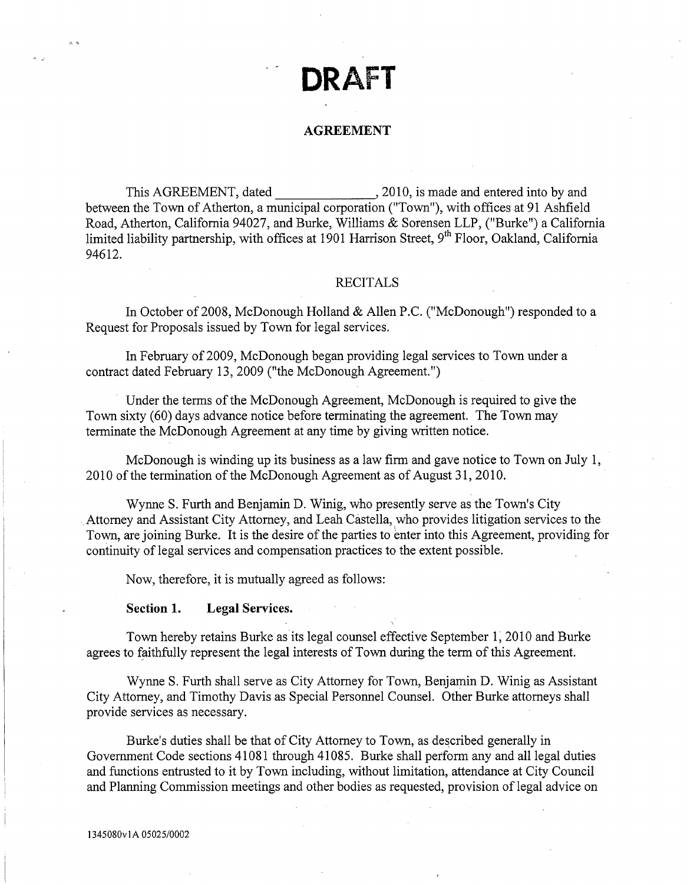# DRAFT

## AGREEMENT

This AGREEMENT, dated \_\_\_\_\_\_\_\_\_\_\_\_\_\_, 2010, is made and entered into by and between the Town of Atherton, a municipal corporation ("Town"), with offices at 91 Ashfield Road, Atherton, California 94027, and Burke, Williams & Sorensen LLP, ("Burke") a California limited liability partnership, with offices at 1901 Harrison Street, 9th Floor, Oakland, California 94612.

RECITALS

In October of 2008, McDonough Holland & Allen P.C. ("McDonough") responded to a Request for Proposals issued by Town for legal services.

In February of 2009, McDonough began providing legal services to Town under a contract dated February 13, 2009 ("the McDonough Agreement.")

Under the terms of the McDonough Agreement, McDonough is required to give the Town sixty (60) days advance notice before terminating the agreement. The Town may terminate the McDonough Agreement at any time by giving written notice.

McDonough is winding up its business as a law firm and gave notice to Town on July 1, 2010 of the termination of the McDonough Agreement as of August 31, 2010.

Wynne S. Furth and Benjamin D. Winig, who presently serve as the Town's City Attorney and Assistant City Attorney, and Leah Castella, who provides litigation services to the Town, are joining Burke. It is the desire of the parties to enter into this Agreement, providing for continuity of legal services and compensation practices to the extent possible.

Now, therefore, it is mutually agreed as follows:

**Section 1. Legal Services.**

Town hereby retains Burke as its legal counsel effective September 1, 2010 and Burke agrees to faithfully represent the legal interests of Town during the term of this Agreement.

Wynne S. Furth shall serve as City Attorney for Town, Benjamin D. Winig as Assistant City Attorney, and Timothy Davis as Special Personnel Counsel. Other Burke attorneys shall provide services as necessary.

Burke's duties shall be that of City Attorney to Town, as described generally in Government Code sections 41081 through 41085. Burke shall perform any and all legal duties and functions entrusted to it by Town including, without limitation, attendance at City Council and Planning Commission meetings and other bodies as requested, provision of legal advice on

1345080v1A 05025/0002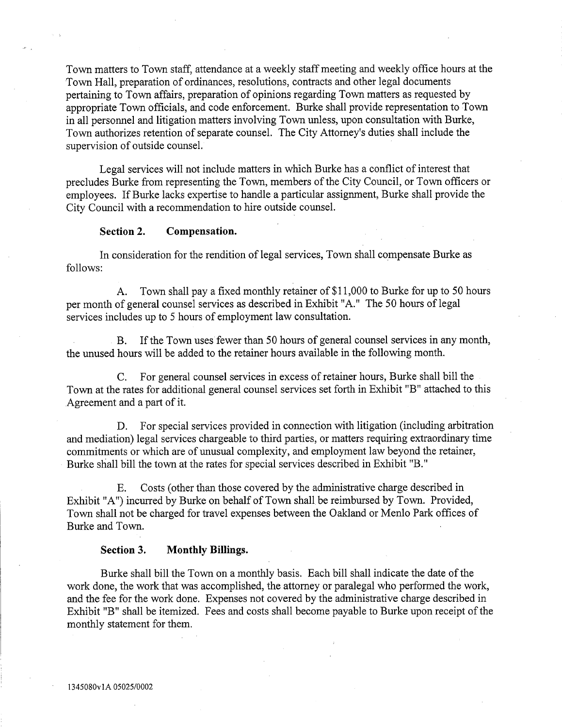Town matters to Town staff, attendance at a weekly staff meeting and weekly office hours at the Town Hall, preparation of ordinances, resolutions, contracts and other legal documents pertaining to Town affairs, preparation of opinions regarding Town matters as requested by appropriate Town officials, and code enforcement. Burke shall provide representation to Town in all personnel and litigation matters involving Town unless, upon consultation with Burke, Town authorizes retention of separate counsel. The City Attorney's duties shall include the supervision of outside counsel.

Legal services will not include matters in which Burke has a conflict of interest that precludes Burke from representing the Town, members of the City Council, or Town officers or employees. If Burke lacks expertise to handle a particular assignment, Burke shall provide the City Council with a recommendation to hire outside counsel.

**Section 2. Compensation.**

In consideration for the rendition of legal services, Town shall compensate Burke as follows:

A. Town shall pay a fixed monthly retainer of $11,000 to Burke for up to 50 hours per month of general counsel services as described in Exhibit "A." The 50 hours of legal services includes up to 5 hours of employment law consultation.

B. If the Town uses fewer than 50 hours of general counsel services in any month, the unused hours will be added to the retainer hours available in the following month.

C. For general counsel services in excess of retainer hours, Burke shall bill the Town at the rates for additional general counsel services set forth in Exhibit "B" attached to this Agreement and a part of it.

D. For special services provided in connection with litigation (including arbitration and mediation) legal services chargeable to third parties, or matters requiring extraordinary time commitments or which are of unusual complexity, and employment law beyond the retainer, Burke shall bill the town at the rates for special services described in Exhibit "B."

E. Costs (other than those covered by the administrative charge described in Exhibit "A") incurred by Burke on behalf of Town shall be reimbursed by Town. Provided, Town shall not be charged for travel expenses between the Oakland or Menlo Park offices of Burke and Town.

**Section 3. Monthly Billings.**

Burke shall bill the Town on a monthly basis. Each bill shall indicate the date of the work done, the work that was accomplished, the attorney or paralegal who performed the work, and the fee for the work done. Expenses not covered by the administrative charge described in Exhibit "B" shall be itemized. Fees and costs shall become payable to Burke upon receipt of the monthly statement for them.

1345080v1A 05025/0002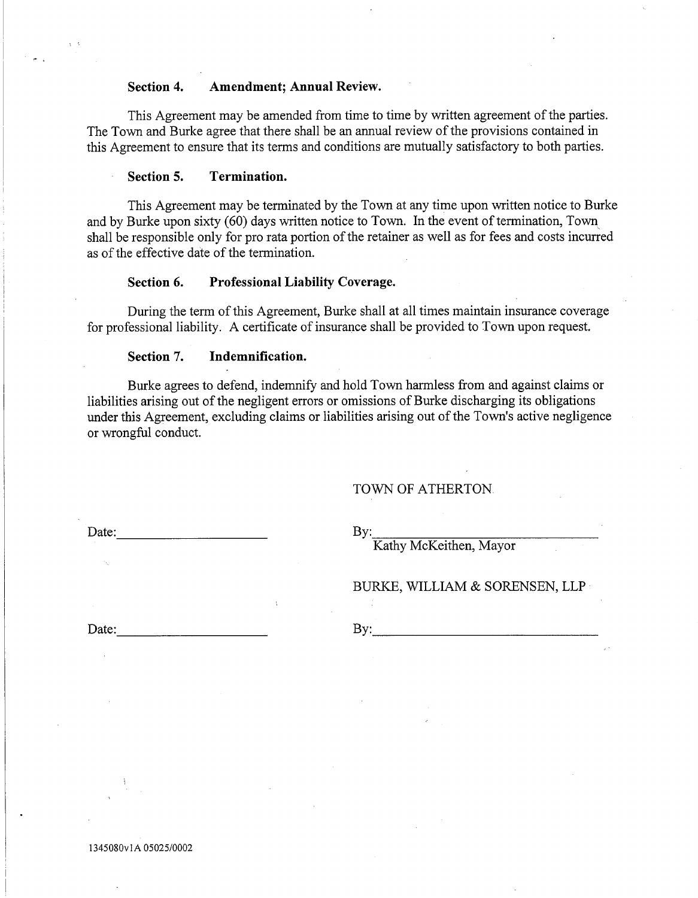**Section 4. Amendment; Annual Review.**

This Agreement may be amended from time to time by written agreement of the parties. The Town and Burke agree that there shall be an annual review of the provisions contained in this Agreement to ensure that its terms and conditions are mutually satisfactory to both parties.

**Section 5. Termination.**

This Agreement may be terminated by the Town at any time upon written notice to Burke and by Burke upon sixty (60) days written notice to Town. In the event of termination, Town shall be responsible only for pro rata portion of the retainer as well as for fees and costs incurred as of the effective date of the termination.

**Section 6. Professional Liability Coverage.**

During the term of this Agreement, Burke shall at all times maintain insurance coverage for professional liability. A certificate of insurance shall be provided to Town upon request.

**Section 7. Indemnification.**

Burke agrees to defend, indemnify and hold Town harmless from and against claims or liabilities arising out of the negligent errors or omissions of Burke discharging its obligations under this Agreement, excluding claims or liabilities arising out of the Town's active negligence or wrongful conduct.

TOWN OF ATHERTON

Date:______________________ By:_________________________________
Kathy McKeithen, Mayor

BURKE, WILLIAM & SORENSEN, LLP

Date:______________________ By:_________________________________

1345080v1A 05025/0002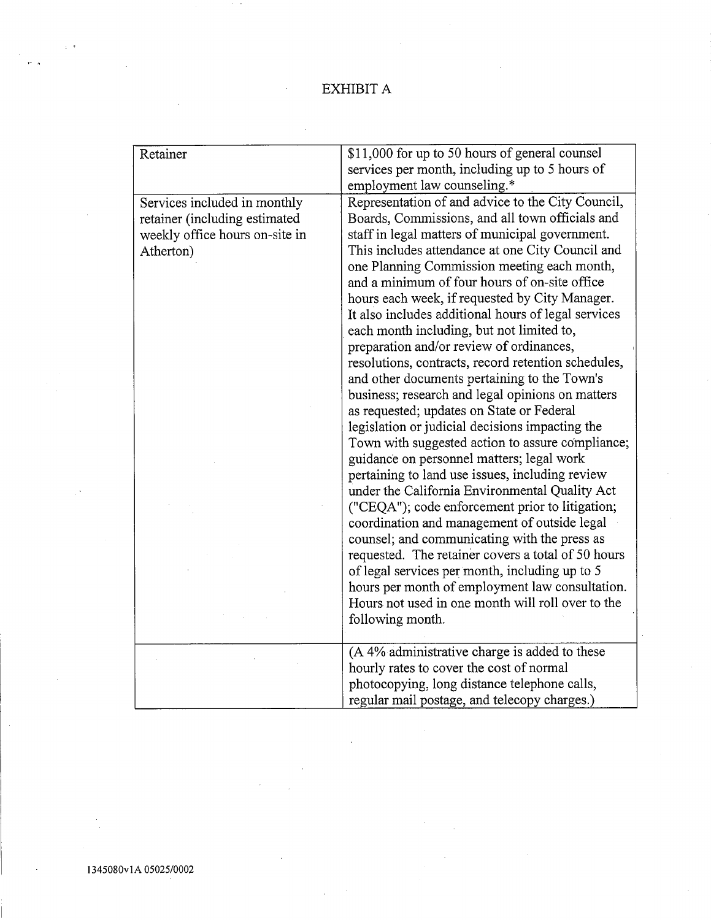# EXHIBIT A

| | |
|---|---|
| Retainer | $11,000 for up to 50 hours of general counsel services per month, including up to 5 hours of employment law counseling.* |
| Services included in monthly retainer (including estimated weekly office hours on-site in Atherton) | Representation of and advice to the City Council, Boards, Commissions, and all town officials and staff in legal matters of municipal government. This includes attendance at one City Council and one Planning Commission meeting each month, and a minimum of four hours of on-site office hours each week, if requested by City Manager. It also includes additional hours of legal services each month including, but not limited to, preparation and/or review of ordinances, resolutions, contracts, record retention schedules, and other documents pertaining to the Town's business; research and legal opinions on matters as requested; updates on State or Federal legislation or judicial decisions impacting the Town with suggested action to assure compliance; guidance on personnel matters; legal work pertaining to land use issues, including review under the California Environmental Quality Act ("CEQA"); code enforcement prior to litigation; coordination and management of outside legal counsel; and communicating with the press as requested. The retainer covers a total of 50 hours of legal services per month, including up to 5 hours per month of employment law consultation. Hours not used in one month will roll over to the following month. |
| | (A 4% administrative charge is added to these hourly rates to cover the cost of normal photocopying, long distance telephone calls, regular mail postage, and telecopy charges.) |

1345080v1A 05025/0002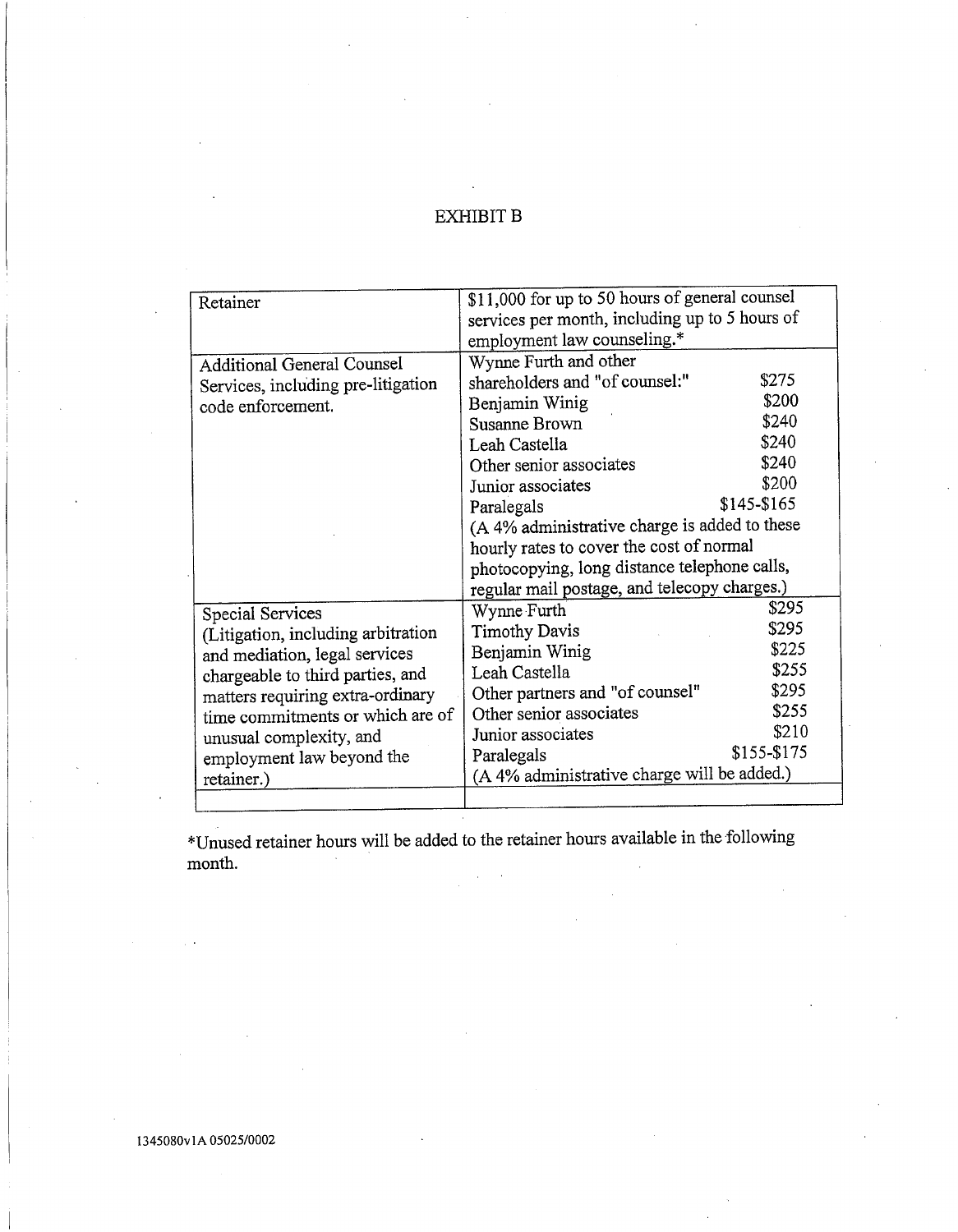# EXHIBIT B

| | | |
|---|---|---|
| Retainer | $11,000 for up to 50 hours of general counsel services per month, including up to 5 hours of employment law counseling.* | |
| Additional General Counsel Services, including pre-litigation code enforcement. | Wynne Furth and other shareholders and "of counsel:" | $275 |
| | Benjamin Winig | $200 |
| | Susanne Brown | $240 |
| | Leah Castella | $240 |
| | Other senior associates | $240 |
| | Junior associates | $200 |
| | Paralegals | $145-$165 |
| | (A 4% administrative charge is added to these hourly rates to cover the cost of normal photocopying, long distance telephone calls, regular mail postage, and telecopy charges.) | |
| Special Services (Litigation, including arbitration and mediation, legal services chargeable to third parties, and matters requiring extra-ordinary time commitments or which are of unusual complexity, and employment law beyond the retainer.) | Wynne Furth | $295 |
| | Timothy Davis | $295 |
| | Benjamin Winig | $225 |
| | Leah Castella | $255 |
| | Other partners and "of counsel" | $295 |
| | Other senior associates | $255 |
| | Junior associates | $210 |
| | Paralegals | $155-$175 |
| | (A 4% administrative charge will be added.) | |

*Unused retainer hours will be added to the retainer hours available in the following month.

1345080v1A 05025/0002